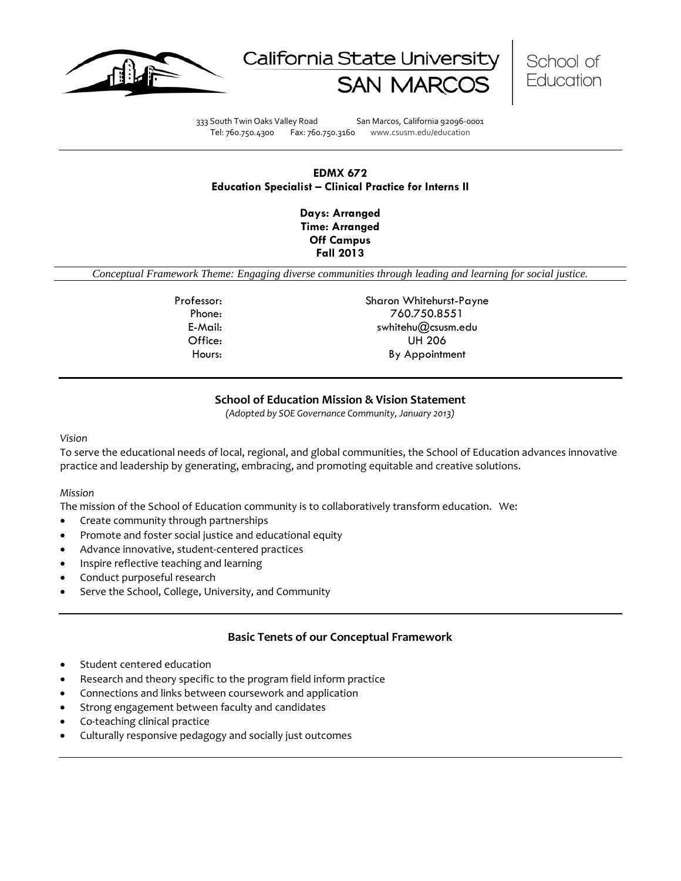California State University SAN MARCOS | School of Education

333 South Twin Oaks Valley Road San Marcos, California 92096-0001
Tel: 760.750.4300 Fax: 760.750.3160 www.csusm.edu/education

---

**EDMX 672**
**Education Specialist – Clinical Practice for Interns II**

**Days: Arranged**
**Time: Arranged**
**Off Campus**
**Fall 2013**

*Conceptual Framework Theme: Engaging diverse communities through leading and learning for social justice.*

| | |
|---|---|
| Professor: | Sharon Whitehurst-Payne |
| Phone: | 760.750.8551 |
| E-Mail: | swhitehu@csusm.edu |
| Office: | UH 206 |
| Hours: | By Appointment |

---

## School of Education Mission & Vision Statement

*(Adopted by SOE Governance Community, January 2013)*

*Vision*

To serve the educational needs of local, regional, and global communities, the School of Education advances innovative practice and leadership by generating, embracing, and promoting equitable and creative solutions.

*Mission*

The mission of the School of Education community is to collaboratively transform education. We:

- Create community through partnerships
- Promote and foster social justice and educational equity
- Advance innovative, student-centered practices
- Inspire reflective teaching and learning
- Conduct purposeful research
- Serve the School, College, University, and Community

---

## Basic Tenets of our Conceptual Framework

- Student centered education
- Research and theory specific to the program field inform practice
- Connections and links between coursework and application
- Strong engagement between faculty and candidates
- Co-teaching clinical practice
- Culturally responsive pedagogy and socially just outcomes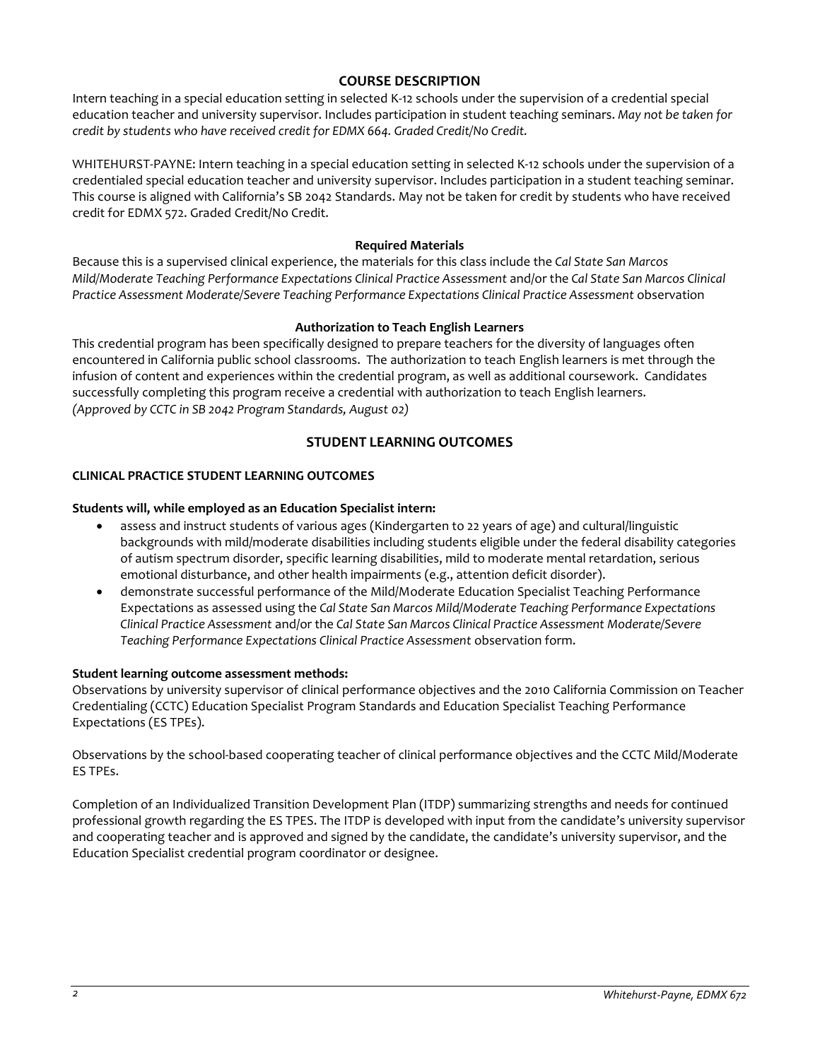## COURSE DESCRIPTION

Intern teaching in a special education setting in selected K-12 schools under the supervision of a credential special education teacher and university supervisor. Includes participation in student teaching seminars. *May not be taken for credit by students who have received credit for EDMX 664. Graded Credit/No Credit.*

WHITEHURST-PAYNE: Intern teaching in a special education setting in selected K-12 schools under the supervision of a credentialed special education teacher and university supervisor. Includes participation in a student teaching seminar. This course is aligned with California's SB 2042 Standards. May not be taken for credit by students who have received credit for EDMX 572. Graded Credit/No Credit.

### Required Materials

Because this is a supervised clinical experience, the materials for this class include the *Cal State San Marcos Mild/Moderate Teaching Performance Expectations Clinical Practice Assessment* and/or the *Cal State San Marcos Clinical Practice Assessment Moderate/Severe Teaching Performance Expectations Clinical Practice Assessment* observation

### Authorization to Teach English Learners

This credential program has been specifically designed to prepare teachers for the diversity of languages often encountered in California public school classrooms. The authorization to teach English learners is met through the infusion of content and experiences within the credential program, as well as additional coursework. Candidates successfully completing this program receive a credential with authorization to teach English learners. *(Approved by CCTC in SB 2042 Program Standards, August 02)*

## STUDENT LEARNING OUTCOMES

### CLINICAL PRACTICE STUDENT LEARNING OUTCOMES

**Students will, while employed as an Education Specialist intern:**

- assess and instruct students of various ages (Kindergarten to 22 years of age) and cultural/linguistic backgrounds with mild/moderate disabilities including students eligible under the federal disability categories of autism spectrum disorder, specific learning disabilities, mild to moderate mental retardation, serious emotional disturbance, and other health impairments (e.g., attention deficit disorder).
- demonstrate successful performance of the Mild/Moderate Education Specialist Teaching Performance Expectations as assessed using the *Cal State San Marcos Mild/Moderate Teaching Performance Expectations Clinical Practice Assessment* and/or the *Cal State San Marcos Clinical Practice Assessment Moderate/Severe Teaching Performance Expectations Clinical Practice Assessment* observation form.

**Student learning outcome assessment methods:**

Observations by university supervisor of clinical performance objectives and the 2010 California Commission on Teacher Credentialing (CCTC) Education Specialist Program Standards and Education Specialist Teaching Performance Expectations (ES TPEs).

Observations by the school-based cooperating teacher of clinical performance objectives and the CCTC Mild/Moderate ES TPEs.

Completion of an Individualized Transition Development Plan (ITDP) summarizing strengths and needs for continued professional growth regarding the ES TPES. The ITDP is developed with input from the candidate's university supervisor and cooperating teacher and is approved and signed by the candidate, the candidate's university supervisor, and the Education Specialist credential program coordinator or designee.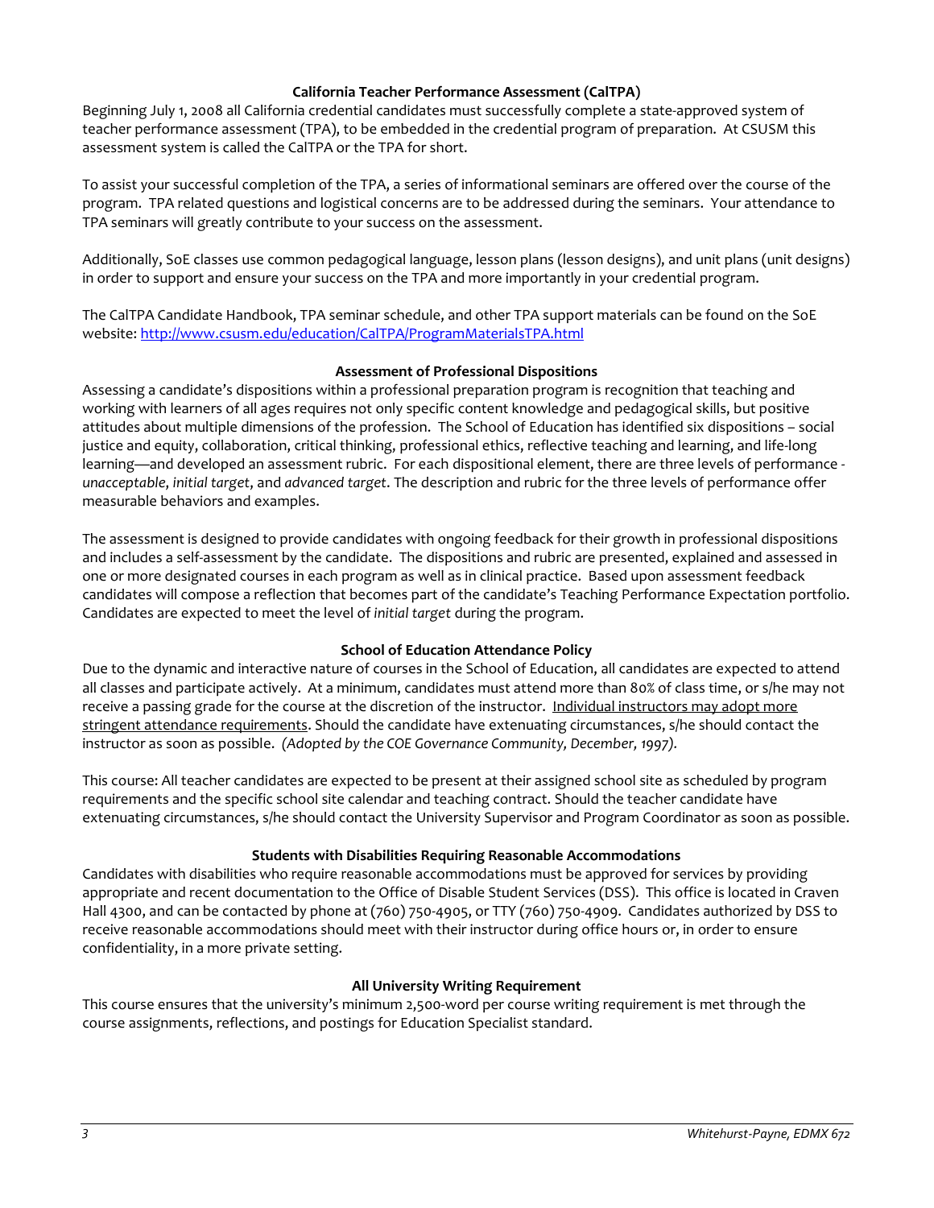### California Teacher Performance Assessment (CalTPA)

Beginning July 1, 2008 all California credential candidates must successfully complete a state-approved system of teacher performance assessment (TPA), to be embedded in the credential program of preparation. At CSUSM this assessment system is called the CalTPA or the TPA for short.

To assist your successful completion of the TPA, a series of informational seminars are offered over the course of the program. TPA related questions and logistical concerns are to be addressed during the seminars. Your attendance to TPA seminars will greatly contribute to your success on the assessment.

Additionally, SoE classes use common pedagogical language, lesson plans (lesson designs), and unit plans (unit designs) in order to support and ensure your success on the TPA and more importantly in your credential program.

The CalTPA Candidate Handbook, TPA seminar schedule, and other TPA support materials can be found on the SoE website: http://www.csusm.edu/education/CalTPA/ProgramMaterialsTPA.html

### Assessment of Professional Dispositions

Assessing a candidate's dispositions within a professional preparation program is recognition that teaching and working with learners of all ages requires not only specific content knowledge and pedagogical skills, but positive attitudes about multiple dimensions of the profession. The School of Education has identified six dispositions – social justice and equity, collaboration, critical thinking, professional ethics, reflective teaching and learning, and life-long learning—and developed an assessment rubric. For each dispositional element, there are three levels of performance - *unacceptable*, *initial target*, and *advanced target*. The description and rubric for the three levels of performance offer measurable behaviors and examples.

The assessment is designed to provide candidates with ongoing feedback for their growth in professional dispositions and includes a self-assessment by the candidate. The dispositions and rubric are presented, explained and assessed in one or more designated courses in each program as well as in clinical practice. Based upon assessment feedback candidates will compose a reflection that becomes part of the candidate's Teaching Performance Expectation portfolio. Candidates are expected to meet the level of *initial target* during the program.

### School of Education Attendance Policy

Due to the dynamic and interactive nature of courses in the School of Education, all candidates are expected to attend all classes and participate actively. At a minimum, candidates must attend more than 80% of class time, or s/he may not receive a passing grade for the course at the discretion of the instructor. Individual instructors may adopt more stringent attendance requirements. Should the candidate have extenuating circumstances, s/he should contact the instructor as soon as possible. *(Adopted by the COE Governance Community, December, 1997).*

This course: All teacher candidates are expected to be present at their assigned school site as scheduled by program requirements and the specific school site calendar and teaching contract. Should the teacher candidate have extenuating circumstances, s/he should contact the University Supervisor and Program Coordinator as soon as possible.

### Students with Disabilities Requiring Reasonable Accommodations

Candidates with disabilities who require reasonable accommodations must be approved for services by providing appropriate and recent documentation to the Office of Disable Student Services (DSS). This office is located in Craven Hall 4300, and can be contacted by phone at (760) 750-4905, or TTY (760) 750-4909. Candidates authorized by DSS to receive reasonable accommodations should meet with their instructor during office hours or, in order to ensure confidentiality, in a more private setting.

### All University Writing Requirement

This course ensures that the university's minimum 2,500-word per course writing requirement is met through the course assignments, reflections, and postings for Education Specialist standard.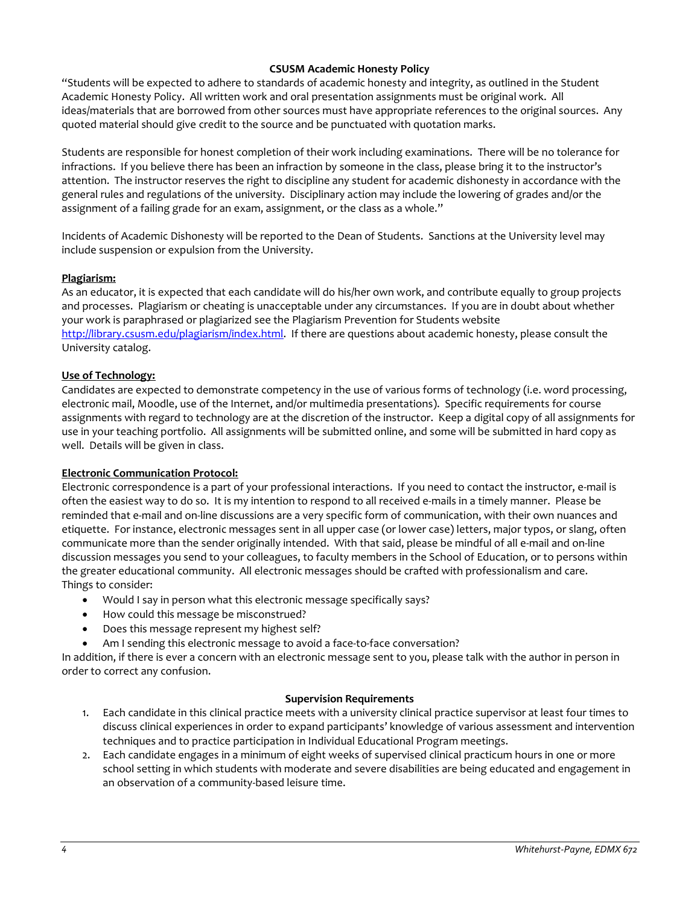### CSUSM Academic Honesty Policy

"Students will be expected to adhere to standards of academic honesty and integrity, as outlined in the Student Academic Honesty Policy. All written work and oral presentation assignments must be original work. All ideas/materials that are borrowed from other sources must have appropriate references to the original sources. Any quoted material should give credit to the source and be punctuated with quotation marks.

Students are responsible for honest completion of their work including examinations. There will be no tolerance for infractions. If you believe there has been an infraction by someone in the class, please bring it to the instructor's attention. The instructor reserves the right to discipline any student for academic dishonesty in accordance with the general rules and regulations of the university. Disciplinary action may include the lowering of grades and/or the assignment of a failing grade for an exam, assignment, or the class as a whole."

Incidents of Academic Dishonesty will be reported to the Dean of Students. Sanctions at the University level may include suspension or expulsion from the University.

**Plagiarism:**

As an educator, it is expected that each candidate will do his/her own work, and contribute equally to group projects and processes. Plagiarism or cheating is unacceptable under any circumstances. If you are in doubt about whether your work is paraphrased or plagiarized see the Plagiarism Prevention for Students website http://library.csusm.edu/plagiarism/index.html. If there are questions about academic honesty, please consult the University catalog.

**Use of Technology:**

Candidates are expected to demonstrate competency in the use of various forms of technology (i.e. word processing, electronic mail, Moodle, use of the Internet, and/or multimedia presentations). Specific requirements for course assignments with regard to technology are at the discretion of the instructor. Keep a digital copy of all assignments for use in your teaching portfolio. All assignments will be submitted online, and some will be submitted in hard copy as well. Details will be given in class.

**Electronic Communication Protocol:**

Electronic correspondence is a part of your professional interactions. If you need to contact the instructor, e-mail is often the easiest way to do so. It is my intention to respond to all received e-mails in a timely manner. Please be reminded that e-mail and on-line discussions are a very specific form of communication, with their own nuances and etiquette. For instance, electronic messages sent in all upper case (or lower case) letters, major typos, or slang, often communicate more than the sender originally intended. With that said, please be mindful of all e-mail and on-line discussion messages you send to your colleagues, to faculty members in the School of Education, or to persons within the greater educational community. All electronic messages should be crafted with professionalism and care.
Things to consider:

- Would I say in person what this electronic message specifically says?
- How could this message be misconstrued?
- Does this message represent my highest self?
- Am I sending this electronic message to avoid a face-to-face conversation?

In addition, if there is ever a concern with an electronic message sent to you, please talk with the author in person in order to correct any confusion.

### Supervision Requirements

1. Each candidate in this clinical practice meets with a university clinical practice supervisor at least four times to discuss clinical experiences in order to expand participants' knowledge of various assessment and intervention techniques and to practice participation in Individual Educational Program meetings.
2. Each candidate engages in a minimum of eight weeks of supervised clinical practicum hours in one or more school setting in which students with moderate and severe disabilities are being educated and engagement in an observation of a community-based leisure time.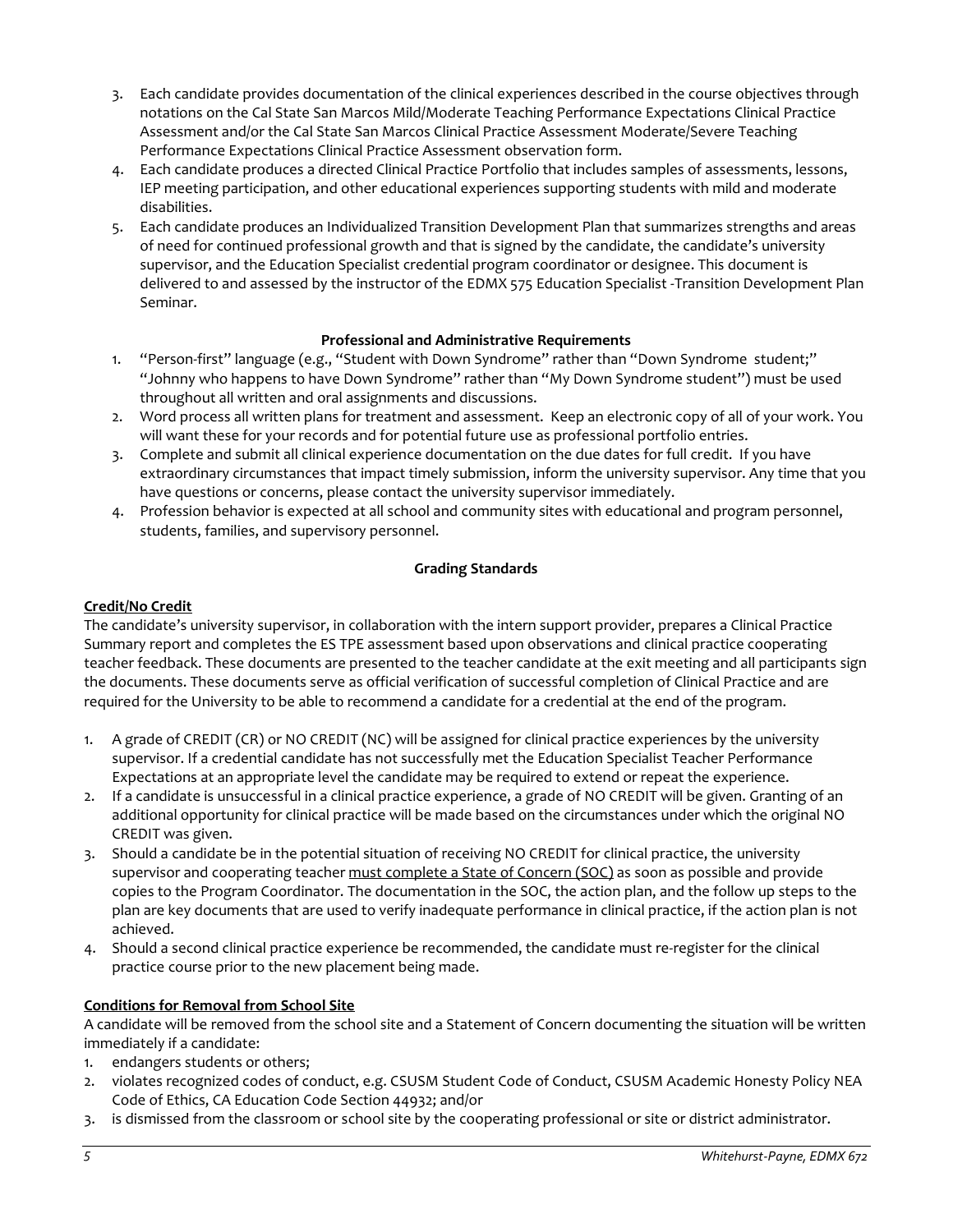3. Each candidate provides documentation of the clinical experiences described in the course objectives through notations on the Cal State San Marcos Mild/Moderate Teaching Performance Expectations Clinical Practice Assessment and/or the Cal State San Marcos Clinical Practice Assessment Moderate/Severe Teaching Performance Expectations Clinical Practice Assessment observation form.
4. Each candidate produces a directed Clinical Practice Portfolio that includes samples of assessments, lessons, IEP meeting participation, and other educational experiences supporting students with mild and moderate disabilities.
5. Each candidate produces an Individualized Transition Development Plan that summarizes strengths and areas of need for continued professional growth and that is signed by the candidate, the candidate's university supervisor, and the Education Specialist credential program coordinator or designee. This document is delivered to and assessed by the instructor of the EDMX 575 Education Specialist -Transition Development Plan Seminar.

**Professional and Administrative Requirements**

1. "Person-first" language (e.g., "Student with Down Syndrome" rather than "Down Syndrome student;" "Johnny who happens to have Down Syndrome" rather than "My Down Syndrome student") must be used throughout all written and oral assignments and discussions.
2. Word process all written plans for treatment and assessment. Keep an electronic copy of all of your work. You will want these for your records and for potential future use as professional portfolio entries.
3. Complete and submit all clinical experience documentation on the due dates for full credit. If you have extraordinary circumstances that impact timely submission, inform the university supervisor. Any time that you have questions or concerns, please contact the university supervisor immediately.
4. Profession behavior is expected at all school and community sites with educational and program personnel, students, families, and supervisory personnel.

**Grading Standards**

**Credit/No Credit**

The candidate's university supervisor, in collaboration with the intern support provider, prepares a Clinical Practice Summary report and completes the ES TPE assessment based upon observations and clinical practice cooperating teacher feedback. These documents are presented to the teacher candidate at the exit meeting and all participants sign the documents. These documents serve as official verification of successful completion of Clinical Practice and are required for the University to be able to recommend a candidate for a credential at the end of the program.

1. A grade of CREDIT (CR) or NO CREDIT (NC) will be assigned for clinical practice experiences by the university supervisor. If a credential candidate has not successfully met the Education Specialist Teacher Performance Expectations at an appropriate level the candidate may be required to extend or repeat the experience.
2. If a candidate is unsuccessful in a clinical practice experience, a grade of NO CREDIT will be given. Granting of an additional opportunity for clinical practice will be made based on the circumstances under which the original NO CREDIT was given.
3. Should a candidate be in the potential situation of receiving NO CREDIT for clinical practice, the university supervisor and cooperating teacher must complete a State of Concern (SOC) as soon as possible and provide copies to the Program Coordinator. The documentation in the SOC, the action plan, and the follow up steps to the plan are key documents that are used to verify inadequate performance in clinical practice, if the action plan is not achieved.
4. Should a second clinical practice experience be recommended, the candidate must re-register for the clinical practice course prior to the new placement being made.

**Conditions for Removal from School Site**

A candidate will be removed from the school site and a Statement of Concern documenting the situation will be written immediately if a candidate:

1. endangers students or others;
2. violates recognized codes of conduct, e.g. CSUSM Student Code of Conduct, CSUSM Academic Honesty Policy NEA Code of Ethics, CA Education Code Section 44932; and/or
3. is dismissed from the classroom or school site by the cooperating professional or site or district administrator.